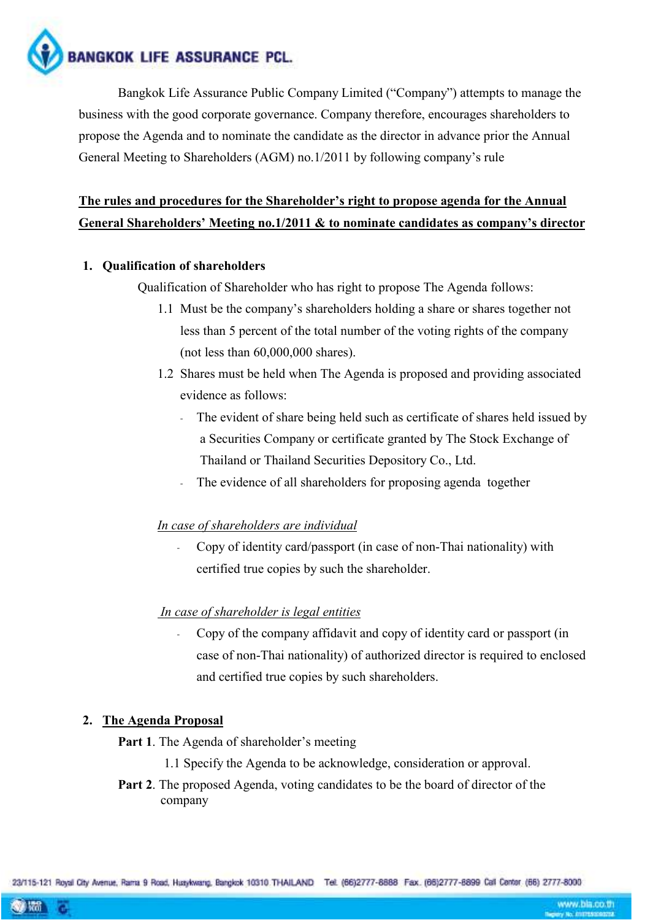**BANGKOK LIFE ASSURANCE PCL.**

Bangkok Life Assurance Public Company Limited ("Company") attempts to manage the business with the good corporate governance. Company therefore, encourages shareholders to propose the Agenda and to nominate the candidate as the director in advance prior the Annual General Meeting to Shareholders (AGM) no.1/2011 by following company's rule

**The rules and procedures for the Shareholder's right to propose agenda for the Annual General Shareholders' Meeting no.1/2011 & to nominate candidates as company's director**

1. **Qualification of shareholders**

   Qualification of Shareholder who has right to propose The Agenda follows:

   1.1 Must be the company's shareholders holding a share or shares together not less than 5 percent of the total number of the voting rights of the company (not less than 60,000,000 shares).

   1.2 Shares must be held when The Agenda is proposed and providing associated evidence as follows:

   - The evident of share being held such as certificate of shares held issued by a Securities Company or certificate granted by The Stock Exchange of Thailand or Thailand Securities Depository Co., Ltd.
   - The evidence of all shareholders for proposing agenda together

   *In case of shareholders are individual*

   - Copy of identity card/passport (in case of non-Thai nationality) with certified true copies by such the shareholder.

   *In case of shareholder is legal entities*

   - Copy of the company affidavit and copy of identity card or passport (in case of non-Thai nationality) of authorized director is required to enclosed and certified true copies by such shareholders.

2. **The Agenda Proposal**

   **Part 1**. The Agenda of shareholder's meeting

   1.1 Specify the Agenda to be acknowledge, consideration or approval.

   **Part 2**. The proposed Agenda, voting candidates to be the board of director of the company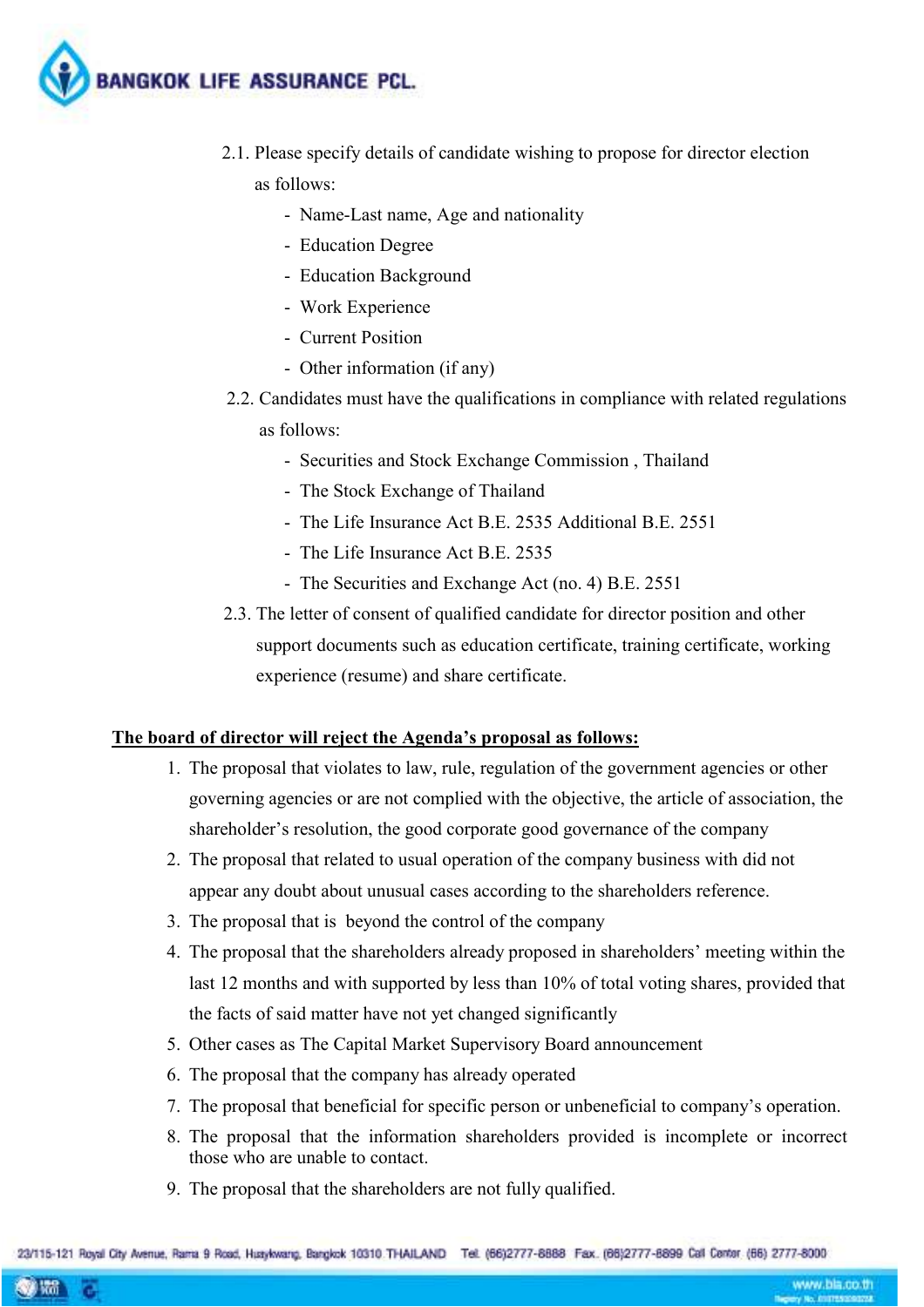2.1. Please specify details of candidate wishing to propose for director election as follows:

- Name-Last name, Age and nationality
- Education Degree
- Education Background
- Work Experience
- Current Position
- Other information (if any)

2.2. Candidates must have the qualifications in compliance with related regulations as follows:

- Securities and Stock Exchange Commission , Thailand
- The Stock Exchange of Thailand
- The Life Insurance Act B.E. 2535 Additional B.E. 2551
- The Life Insurance Act B.E. 2535
- The Securities and Exchange Act (no. 4) B.E. 2551

2.3. The letter of consent of qualified candidate for director position and other support documents such as education certificate, training certificate, working experience (resume) and share certificate.

**The board of director will reject the Agenda's proposal as follows:**

1. The proposal that violates to law, rule, regulation of the government agencies or other governing agencies or are not complied with the objective, the article of association, the shareholder's resolution, the good corporate good governance of the company
2. The proposal that related to usual operation of the company business with did not appear any doubt about unusual cases according to the shareholders reference.
3. The proposal that is beyond the control of the company
4. The proposal that the shareholders already proposed in shareholders' meeting within the last 12 months and with supported by less than 10% of total voting shares, provided that the facts of said matter have not yet changed significantly
5. Other cases as The Capital Market Supervisory Board announcement
6. The proposal that the company has already operated
7. The proposal that beneficial for specific person or unbeneficial to company's operation.
8. The proposal that the information shareholders provided is incomplete or incorrect those who are unable to contact.
9. The proposal that the shareholders are not fully qualified.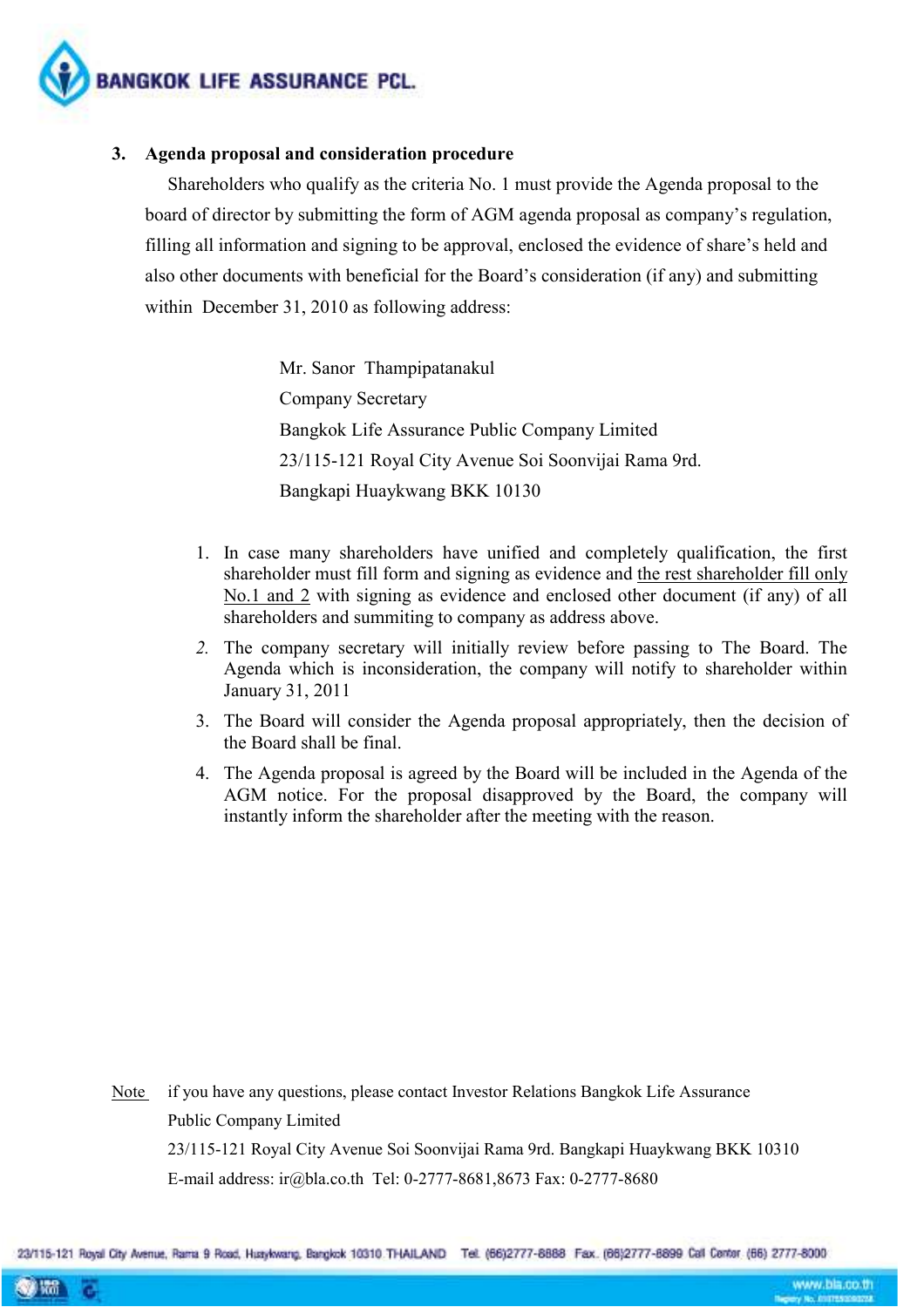**3. Agenda proposal and consideration procedure**

Shareholders who qualify as the criteria No. 1 must provide the Agenda proposal to the board of director by submitting the form of AGM agenda proposal as company's regulation, filling all information and signing to be approval, enclosed the evidence of share's held and also other documents with beneficial for the Board's consideration (if any) and submitting within December 31, 2010 as following address:

Mr. Sanor Thampipatanakul
Company Secretary
Bangkok Life Assurance Public Company Limited
23/115-121 Royal City Avenue Soi Soonvijai Rama 9rd.
Bangkapi Huaykwang BKK 10130

1. In case many shareholders have unified and completely qualification, the first shareholder must fill form and signing as evidence and the rest shareholder fill only No.1 and 2 with signing as evidence and enclosed other document (if any) of all shareholders and summiting to company as address above.
2. The company secretary will initially review before passing to The Board. The Agenda which is inconsideration, the company will notify to shareholder within January 31, 2011
3. The Board will consider the Agenda proposal appropriately, then the decision of the Board shall be final.
4. The Agenda proposal is agreed by the Board will be included in the Agenda of the AGM notice. For the proposal disapproved by the Board, the company will instantly inform the shareholder after the meeting with the reason.

Note if you have any questions, please contact Investor Relations Bangkok Life Assurance Public Company Limited
23/115-121 Royal City Avenue Soi Soonvijai Rama 9rd. Bangkapi Huaykwang BKK 10310
E-mail address: ir@bla.co.th Tel: 0-2777-8681,8673 Fax: 0-2777-8680